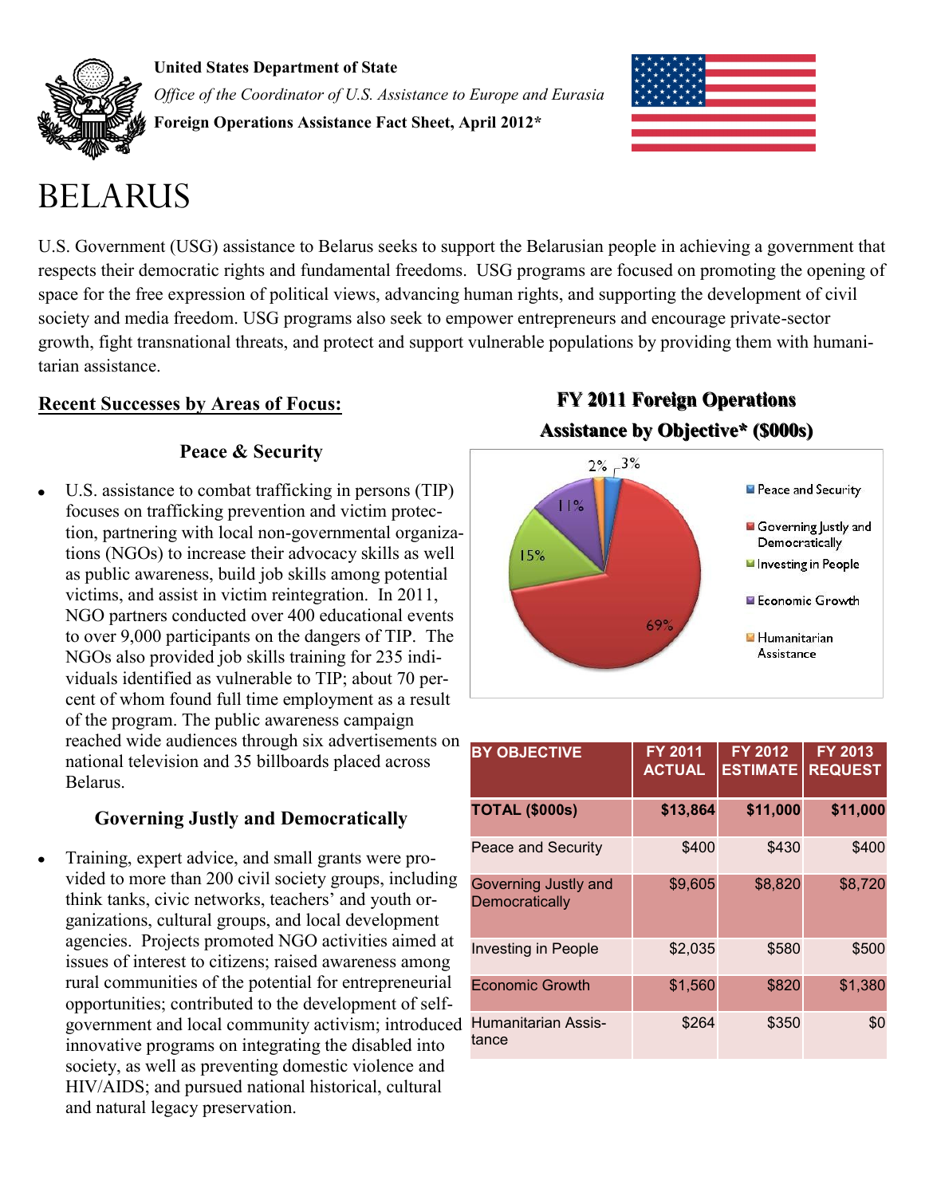**United States Department of State**

*Office of the Coordinator of U.S. Assistance to Europe and Eurasia*

**Foreign Operations Assistance Fact Sheet, April 2012***

# BELARUS

U.S. Government (USG) assistance to Belarus seeks to support the Belarusian people in achieving a government that respects their democratic rights and fundamental freedoms. USG programs are focused on promoting the opening of space for the free expression of political views, advancing human rights, and supporting the development of civil society and media freedom. USG programs also seek to empower entrepreneurs and encourage private-sector growth, fight transnational threats, and protect and support vulnerable populations by providing them with humanitarian assistance.

## Recent Successes by Areas of Focus:

### Peace & Security

- U.S. assistance to combat trafficking in persons (TIP) focuses on trafficking prevention and victim protection, partnering with local non-governmental organizations (NGOs) to increase their advocacy skills as well as public awareness, build job skills among potential victims, and assist in victim reintegration. In 2011, NGO partners conducted over 400 educational events to over 9,000 participants on the dangers of TIP. The NGOs also provided job skills training for 235 individuals identified as vulnerable to TIP; about 70 percent of whom found full time employment as a result of the program. The public awareness campaign reached wide audiences through six advertisements on national television and 35 billboards placed across Belarus.

### Governing Justly and Democratically

- Training, expert advice, and small grants were provided to more than 200 civil society groups, including think tanks, civic networks, teachers' and youth organizations, cultural groups, and local development agencies. Projects promoted NGO activities aimed at issues of interest to citizens; raised awareness among rural communities of the potential for entrepreneurial opportunities; contributed to the development of self-government and local community activism; introduced innovative programs on integrating the disabled into society, as well as preventing domestic violence and HIV/AIDS; and pursued national historical, cultural and natural legacy preservation.

**FY 2011 Foreign Operations Assistance by Objective* ($000s)**

- Peace and Security: 3%
- Governing Justly and Democratically: 69%
- Investing in People: 15%
- Economic Growth: 11%
- Humanitarian Assistance: 2%

| BY OBJECTIVE | FY 2011 ACTUAL | FY 2012 ESTIMATE | FY 2013 REQUEST |
|---|---|---|---|
| **TOTAL ($000s)** | **$13,864** | **$11,000** | **$11,000** |
| Peace and Security | $400 | $430 | $400 |
| Governing Justly and Democratically | $9,605 | $8,820 | $8,720 |
| Investing in People | $2,035 | $580 | $500 |
| Economic Growth | $1,560 | $820 | $1,380 |
| Humanitarian Assistance | $264 | $350 | $0 |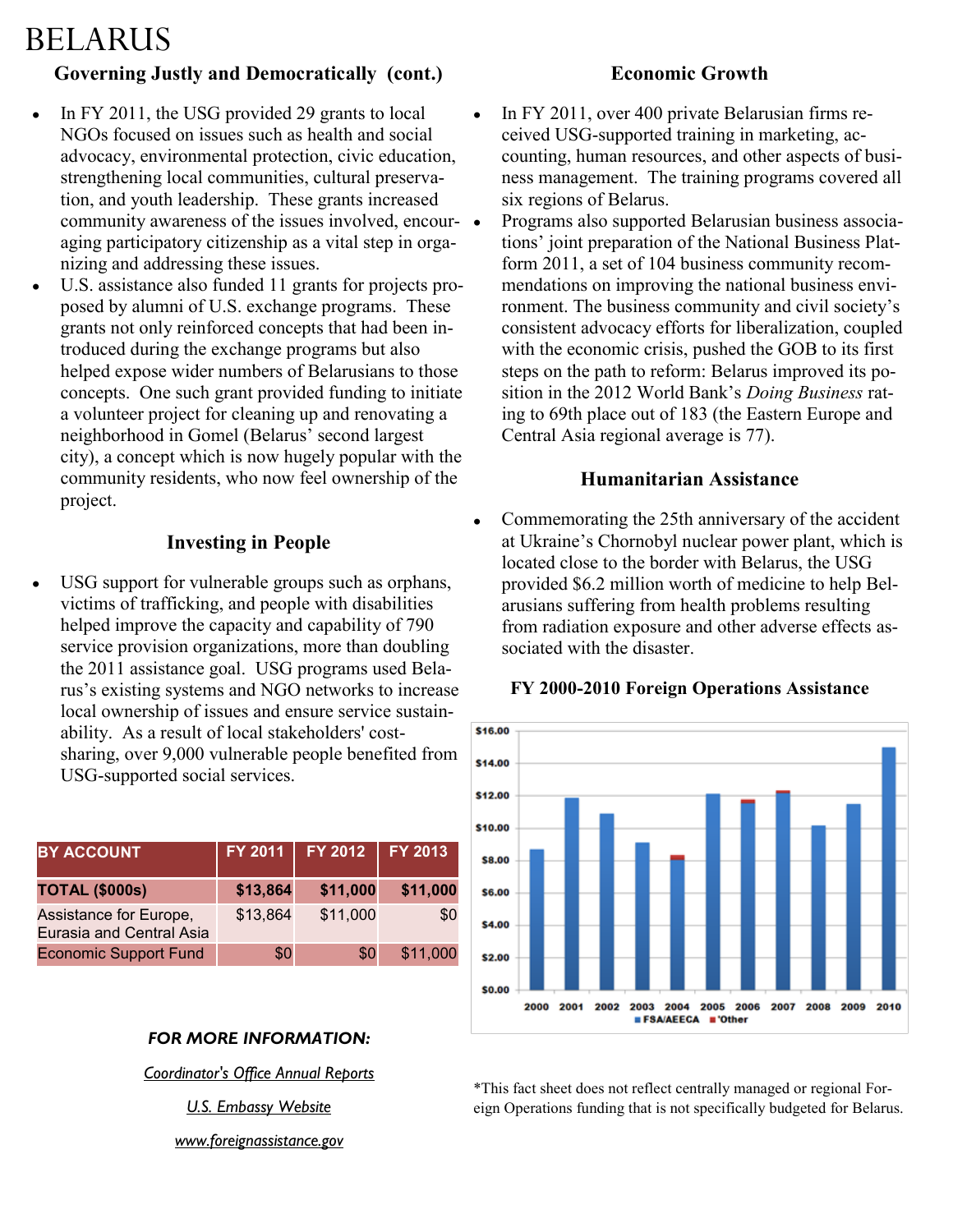# BELARUS

## Governing Justly and Democratically (cont.)

- In FY 2011, the USG provided 29 grants to local NGOs focused on issues such as health and social advocacy, environmental protection, civic education, strengthening local communities, cultural preservation, and youth leadership. These grants increased community awareness of the issues involved, encouraging participatory citizenship as a vital step in organizing and addressing these issues.
- U.S. assistance also funded 11 grants for projects proposed by alumni of U.S. exchange programs. These grants not only reinforced concepts that had been introduced during the exchange programs but also helped expose wider numbers of Belarusians to those concepts. One such grant provided funding to initiate a volunteer project for cleaning up and renovating a neighborhood in Gomel (Belarus' second largest city), a concept which is now hugely popular with the community residents, who now feel ownership of the project.

## Investing in People

- USG support for vulnerable groups such as orphans, victims of trafficking, and people with disabilities helped improve the capacity and capability of 790 service provision organizations, more than doubling the 2011 assistance goal. USG programs used Belarus's existing systems and NGO networks to increase local ownership of issues and ensure service sustainability. As a result of local stakeholders' cost-sharing, over 9,000 vulnerable people benefited from USG-supported social services.

| BY ACCOUNT | FY 2011 | FY 2012 | FY 2013 |
|---|---|---|---|
| **TOTAL ($000s)** | **$13,864** | **$11,000** | **$11,000** |
| Assistance for Europe, Eurasia and Central Asia | $13,864 | $11,000 | $0 |
| Economic Support Fund | $0 | $0 | $11,000 |

## Economic Growth

- In FY 2011, over 400 private Belarusian firms received USG-supported training in marketing, accounting, human resources, and other aspects of business management. The training programs covered all six regions of Belarus.
- Programs also supported Belarusian business associations' joint preparation of the National Business Platform 2011, a set of 104 business community recommendations on improving the national business environment. The business community and civil society's consistent advocacy efforts for liberalization, coupled with the economic crisis, pushed the GOB to its first steps on the path to reform: Belarus improved its position in the 2012 World Bank's *Doing Business* rating to 69th place out of 183 (the Eastern Europe and Central Asia regional average is 77).

## Humanitarian Assistance

- Commemorating the 25th anniversary of the accident at Ukraine's Chornobyl nuclear power plant, which is located close to the border with Belarus, the USG provided $6.2 million worth of medicine to help Belarusians suffering from health problems resulting from radiation exposure and other adverse effects associated with the disaster.

**FY 2000-2010 Foreign Operations Assistance**

$16.00
$14.00
$12.00
$10.00
$8.00
$6.00
$4.00
$2.00
$0.00

2000 2001 2002 2003 2004 2005 2006 2007 2008 2009 2010

FSA/AEECA 'Other

*FOR MORE INFORMATION:*

*Coordinator's Office Annual Reports*

*U.S. Embassy Website*

*www.foreignassistance.gov*

*This fact sheet does not reflect centrally managed or regional Foreign Operations funding that is not specifically budgeted for Belarus.